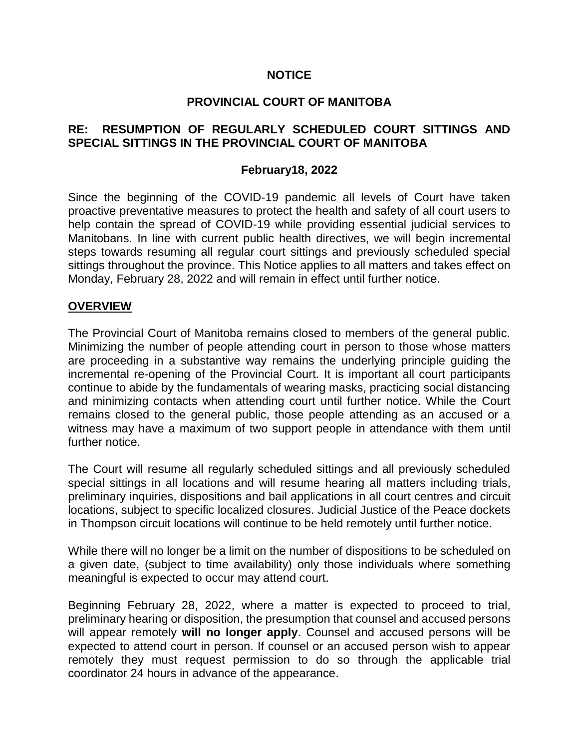**NOTICE**

**PROVINCIAL COURT OF MANITOBA**

**RE: RESUMPTION OF REGULARLY SCHEDULED COURT SITTINGS AND SPECIAL SITTINGS IN THE PROVINCIAL COURT OF MANITOBA**

**February18, 2022**

Since the beginning of the COVID-19 pandemic all levels of Court have taken proactive preventative measures to protect the health and safety of all court users to help contain the spread of COVID-19 while providing essential judicial services to Manitobans. In line with current public health directives, we will begin incremental steps towards resuming all regular court sittings and previously scheduled special sittings throughout the province. This Notice applies to all matters and takes effect on Monday, February 28, 2022 and will remain in effect until further notice.

## OVERVIEW

The Provincial Court of Manitoba remains closed to members of the general public. Minimizing the number of people attending court in person to those whose matters are proceeding in a substantive way remains the underlying principle guiding the incremental re-opening of the Provincial Court. It is important all court participants continue to abide by the fundamentals of wearing masks, practicing social distancing and minimizing contacts when attending court until further notice. While the Court remains closed to the general public, those people attending as an accused or a witness may have a maximum of two support people in attendance with them until further notice.

The Court will resume all regularly scheduled sittings and all previously scheduled special sittings in all locations and will resume hearing all matters including trials, preliminary inquiries, dispositions and bail applications in all court centres and circuit locations, subject to specific localized closures. Judicial Justice of the Peace dockets in Thompson circuit locations will continue to be held remotely until further notice.

While there will no longer be a limit on the number of dispositions to be scheduled on a given date, (subject to time availability) only those individuals where something meaningful is expected to occur may attend court.

Beginning February 28, 2022, where a matter is expected to proceed to trial, preliminary hearing or disposition, the presumption that counsel and accused persons will appear remotely **will no longer apply**. Counsel and accused persons will be expected to attend court in person. If counsel or an accused person wish to appear remotely they must request permission to do so through the applicable trial coordinator 24 hours in advance of the appearance.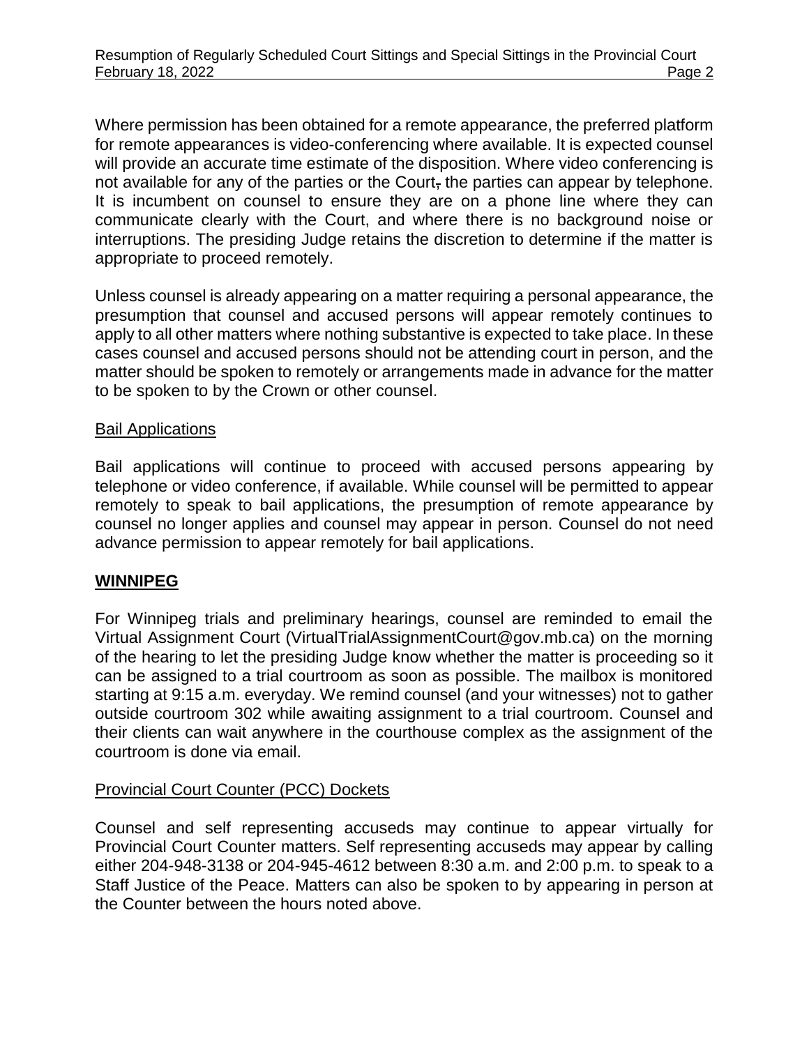Where permission has been obtained for a remote appearance, the preferred platform for remote appearances is video-conferencing where available. It is expected counsel will provide an accurate time estimate of the disposition. Where video conferencing is not available for any of the parties or the Court, the parties can appear by telephone. It is incumbent on counsel to ensure they are on a phone line where they can communicate clearly with the Court, and where there is no background noise or interruptions. The presiding Judge retains the discretion to determine if the matter is appropriate to proceed remotely.

Unless counsel is already appearing on a matter requiring a personal appearance, the presumption that counsel and accused persons will appear remotely continues to apply to all other matters where nothing substantive is expected to take place. In these cases counsel and accused persons should not be attending court in person, and the matter should be spoken to remotely or arrangements made in advance for the matter to be spoken to by the Crown or other counsel.

### Bail Applications

Bail applications will continue to proceed with accused persons appearing by telephone or video conference, if available. While counsel will be permitted to appear remotely to speak to bail applications, the presumption of remote appearance by counsel no longer applies and counsel may appear in person. Counsel do not need advance permission to appear remotely for bail applications.

## WINNIPEG

For Winnipeg trials and preliminary hearings, counsel are reminded to email the Virtual Assignment Court (VirtualTrialAssignmentCourt@gov.mb.ca) on the morning of the hearing to let the presiding Judge know whether the matter is proceeding so it can be assigned to a trial courtroom as soon as possible. The mailbox is monitored starting at 9:15 a.m. everyday. We remind counsel (and your witnesses) not to gather outside courtroom 302 while awaiting assignment to a trial courtroom. Counsel and their clients can wait anywhere in the courthouse complex as the assignment of the courtroom is done via email.

### Provincial Court Counter (PCC) Dockets

Counsel and self representing accuseds may continue to appear virtually for Provincial Court Counter matters. Self representing accuseds may appear by calling either 204-948-3138 or 204-945-4612 between 8:30 a.m. and 2:00 p.m. to speak to a Staff Justice of the Peace. Matters can also be spoken to by appearing in person at the Counter between the hours noted above.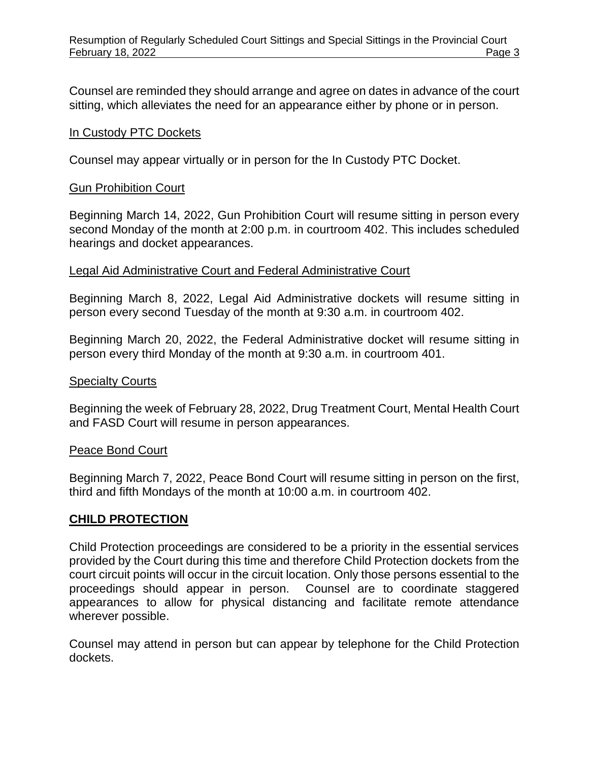Counsel are reminded they should arrange and agree on dates in advance of the court sitting, which alleviates the need for an appearance either by phone or in person.

In Custody PTC Dockets

Counsel may appear virtually or in person for the In Custody PTC Docket.

Gun Prohibition Court

Beginning March 14, 2022, Gun Prohibition Court will resume sitting in person every second Monday of the month at 2:00 p.m. in courtroom 402. This includes scheduled hearings and docket appearances.

Legal Aid Administrative Court and Federal Administrative Court

Beginning March 8, 2022, Legal Aid Administrative dockets will resume sitting in person every second Tuesday of the month at 9:30 a.m. in courtroom 402.

Beginning March 20, 2022, the Federal Administrative docket will resume sitting in person every third Monday of the month at 9:30 a.m. in courtroom 401.

Specialty Courts

Beginning the week of February 28, 2022, Drug Treatment Court, Mental Health Court and FASD Court will resume in person appearances.

Peace Bond Court

Beginning March 7, 2022, Peace Bond Court will resume sitting in person on the first, third and fifth Mondays of the month at 10:00 a.m. in courtroom 402.

## CHILD PROTECTION

Child Protection proceedings are considered to be a priority in the essential services provided by the Court during this time and therefore Child Protection dockets from the court circuit points will occur in the circuit location. Only those persons essential to the proceedings should appear in person. Counsel are to coordinate staggered appearances to allow for physical distancing and facilitate remote attendance wherever possible.

Counsel may attend in person but can appear by telephone for the Child Protection dockets.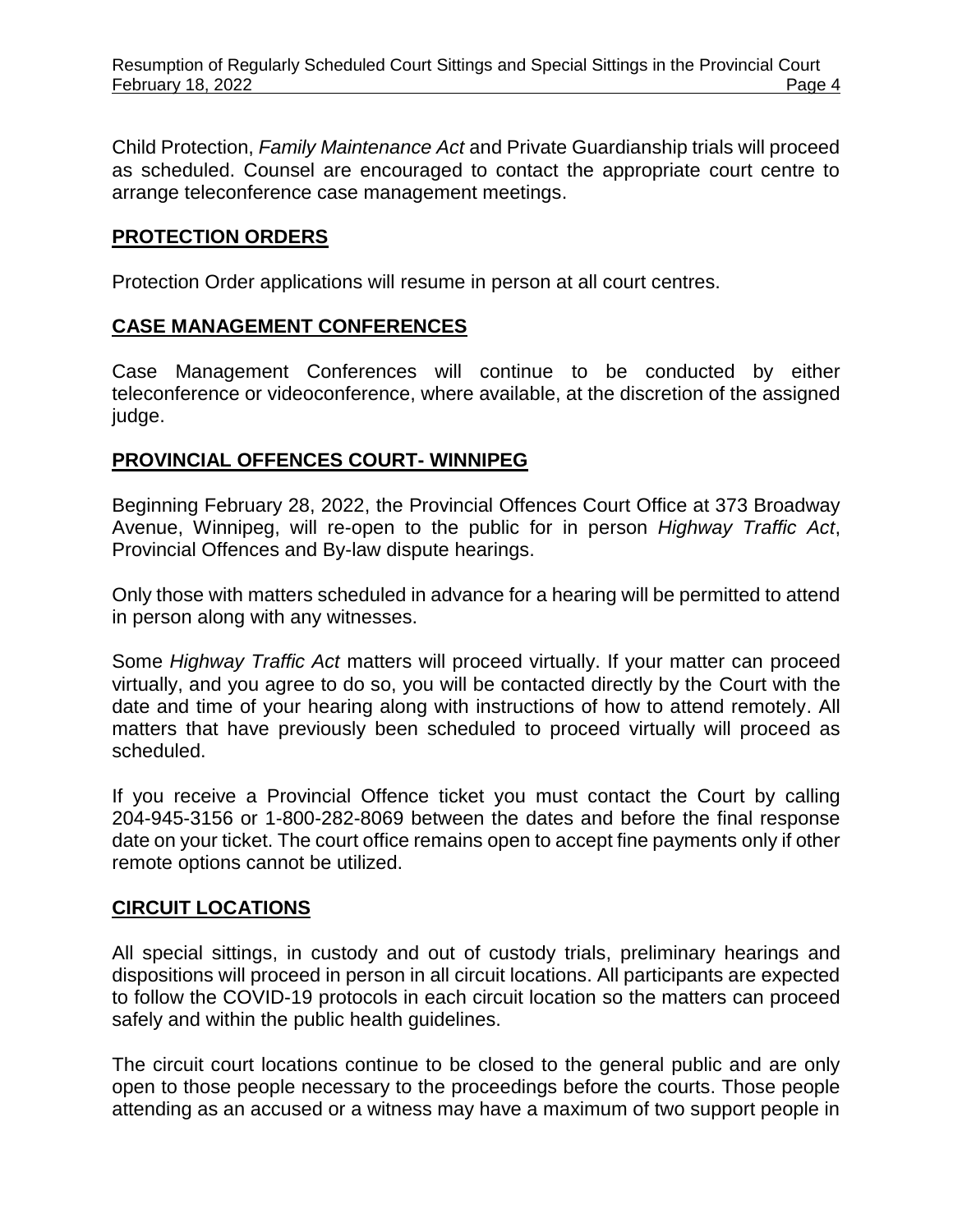Child Protection, *Family Maintenance Act* and Private Guardianship trials will proceed as scheduled. Counsel are encouraged to contact the appropriate court centre to arrange teleconference case management meetings.

## PROTECTION ORDERS

Protection Order applications will resume in person at all court centres.

## CASE MANAGEMENT CONFERENCES

Case Management Conferences will continue to be conducted by either teleconference or videoconference, where available, at the discretion of the assigned judge.

## PROVINCIAL OFFENCES COURT- WINNIPEG

Beginning February 28, 2022, the Provincial Offences Court Office at 373 Broadway Avenue, Winnipeg, will re-open to the public for in person *Highway Traffic Act*, Provincial Offences and By-law dispute hearings.

Only those with matters scheduled in advance for a hearing will be permitted to attend in person along with any witnesses.

Some *Highway Traffic Act* matters will proceed virtually. If your matter can proceed virtually, and you agree to do so, you will be contacted directly by the Court with the date and time of your hearing along with instructions of how to attend remotely. All matters that have previously been scheduled to proceed virtually will proceed as scheduled.

If you receive a Provincial Offence ticket you must contact the Court by calling 204-945-3156 or 1-800-282-8069 between the dates and before the final response date on your ticket. The court office remains open to accept fine payments only if other remote options cannot be utilized.

## CIRCUIT LOCATIONS

All special sittings, in custody and out of custody trials, preliminary hearings and dispositions will proceed in person in all circuit locations. All participants are expected to follow the COVID-19 protocols in each circuit location so the matters can proceed safely and within the public health guidelines.

The circuit court locations continue to be closed to the general public and are only open to those people necessary to the proceedings before the courts. Those people attending as an accused or a witness may have a maximum of two support people in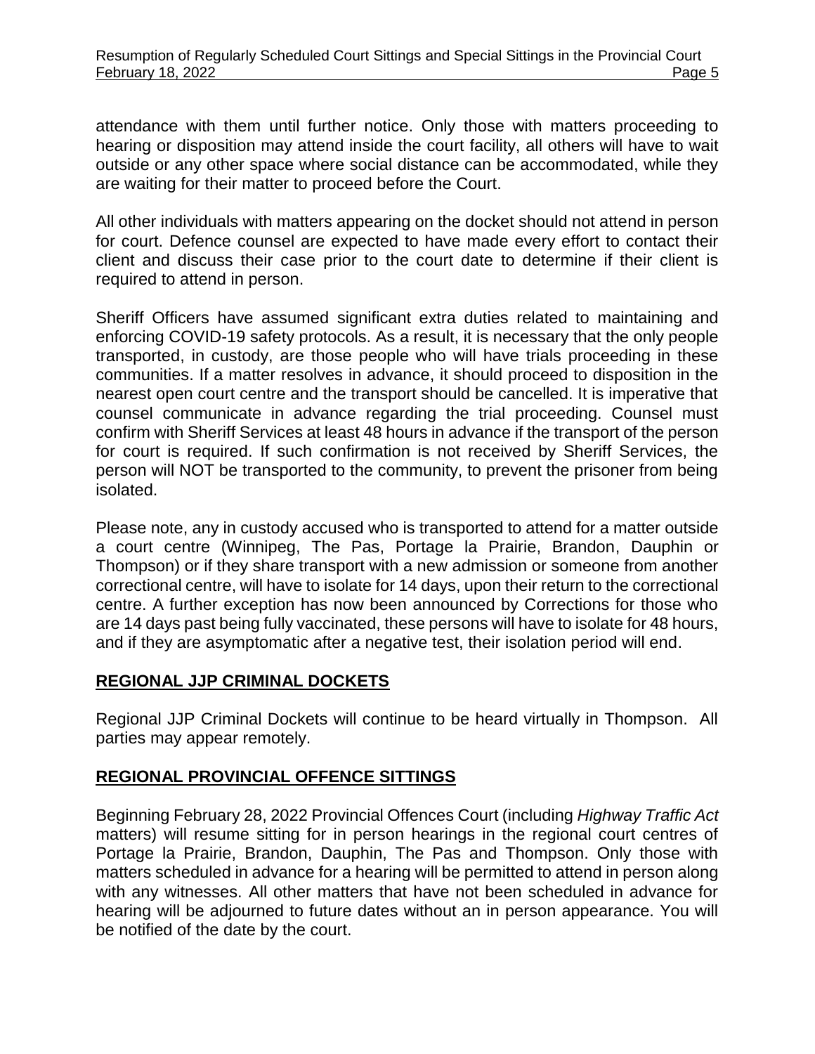attendance with them until further notice. Only those with matters proceeding to hearing or disposition may attend inside the court facility, all others will have to wait outside or any other space where social distance can be accommodated, while they are waiting for their matter to proceed before the Court.

All other individuals with matters appearing on the docket should not attend in person for court. Defence counsel are expected to have made every effort to contact their client and discuss their case prior to the court date to determine if their client is required to attend in person.

Sheriff Officers have assumed significant extra duties related to maintaining and enforcing COVID-19 safety protocols. As a result, it is necessary that the only people transported, in custody, are those people who will have trials proceeding in these communities. If a matter resolves in advance, it should proceed to disposition in the nearest open court centre and the transport should be cancelled. It is imperative that counsel communicate in advance regarding the trial proceeding. Counsel must confirm with Sheriff Services at least 48 hours in advance if the transport of the person for court is required. If such confirmation is not received by Sheriff Services, the person will NOT be transported to the community, to prevent the prisoner from being isolated.

Please note, any in custody accused who is transported to attend for a matter outside a court centre (Winnipeg, The Pas, Portage la Prairie, Brandon, Dauphin or Thompson) or if they share transport with a new admission or someone from another correctional centre, will have to isolate for 14 days, upon their return to the correctional centre. A further exception has now been announced by Corrections for those who are 14 days past being fully vaccinated, these persons will have to isolate for 48 hours, and if they are asymptomatic after a negative test, their isolation period will end.

## REGIONAL JJP CRIMINAL DOCKETS

Regional JJP Criminal Dockets will continue to be heard virtually in Thompson. All parties may appear remotely.

## REGIONAL PROVINCIAL OFFENCE SITTINGS

Beginning February 28, 2022 Provincial Offences Court (including *Highway Traffic Act* matters) will resume sitting for in person hearings in the regional court centres of Portage la Prairie, Brandon, Dauphin, The Pas and Thompson. Only those with matters scheduled in advance for a hearing will be permitted to attend in person along with any witnesses. All other matters that have not been scheduled in advance for hearing will be adjourned to future dates without an in person appearance. You will be notified of the date by the court.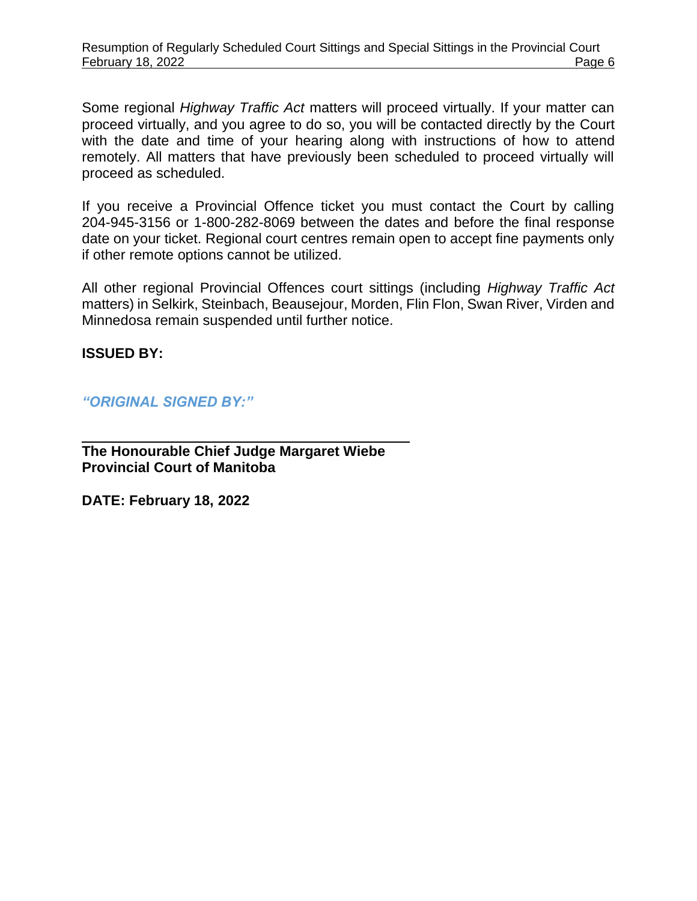Some regional *Highway Traffic Act* matters will proceed virtually. If your matter can proceed virtually, and you agree to do so, you will be contacted directly by the Court with the date and time of your hearing along with instructions of how to attend remotely. All matters that have previously been scheduled to proceed virtually will proceed as scheduled.

If you receive a Provincial Offence ticket you must contact the Court by calling 204-945-3156 or 1-800-282-8069 between the dates and before the final response date on your ticket. Regional court centres remain open to accept fine payments only if other remote options cannot be utilized.

All other regional Provincial Offences court sittings (including *Highway Traffic Act* matters) in Selkirk, Steinbach, Beausejour, Morden, Flin Flon, Swan River, Virden and Minnedosa remain suspended until further notice.

**ISSUED BY:**

***"ORIGINAL SIGNED BY:"***

**The Honourable Chief Judge Margaret Wiebe**
**Provincial Court of Manitoba**

**DATE: February 18, 2022**